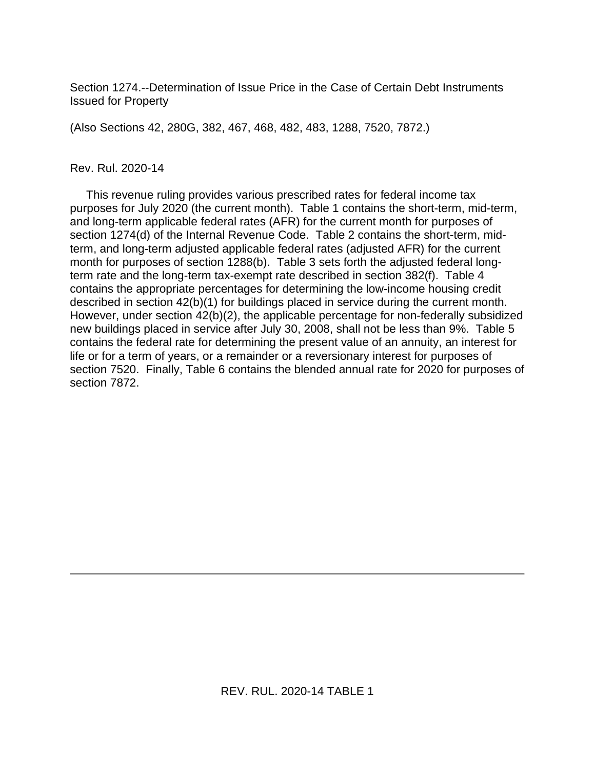Section 1274.--Determination of Issue Price in the Case of Certain Debt Instruments Issued for Property

(Also Sections 42, 280G, 382, 467, 468, 482, 483, 1288, 7520, 7872.)

Rev. Rul. 2020-14

This revenue ruling provides various prescribed rates for federal income tax purposes for July 2020 (the current month). Table 1 contains the short-term, mid-term, and long-term applicable federal rates (AFR) for the current month for purposes of section 1274(d) of the Internal Revenue Code. Table 2 contains the short-term, mid-term, and long-term adjusted applicable federal rates (adjusted AFR) for the current month for purposes of section 1288(b). Table 3 sets forth the adjusted federal long-term rate and the long-term tax-exempt rate described in section 382(f). Table 4 contains the appropriate percentages for determining the low-income housing credit described in section 42(b)(1) for buildings placed in service during the current month. However, under section 42(b)(2), the applicable percentage for non-federally subsidized new buildings placed in service after July 30, 2008, shall not be less than 9%. Table 5 contains the federal rate for determining the present value of an annuity, an interest for life or for a term of years, or a remainder or a reversionary interest for purposes of section 7520. Finally, Table 6 contains the blended annual rate for 2020 for purposes of section 7872.

REV. RUL. 2020-14 TABLE 1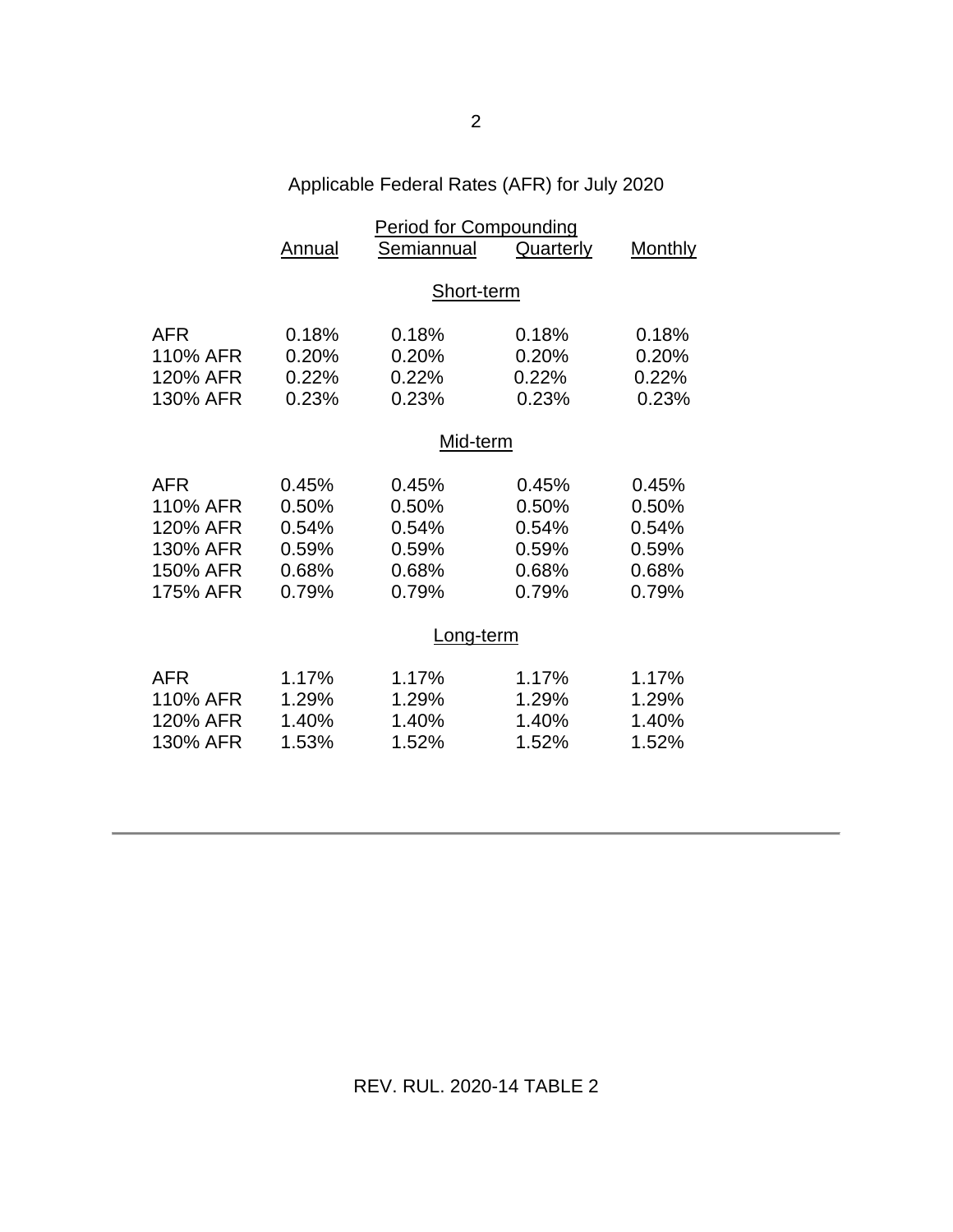Applicable Federal Rates (AFR) for July 2020

| | Period for Compounding | | | |
|---|---|---|---|---|
| | Annual | Semiannual | Quarterly | Monthly |
| | | **Short-term** | | |
| AFR | 0.18% | 0.18% | 0.18% | 0.18% |
| 110% AFR | 0.20% | 0.20% | 0.20% | 0.20% |
| 120% AFR | 0.22% | 0.22% | 0.22% | 0.22% |
| 130% AFR | 0.23% | 0.23% | 0.23% | 0.23% |
| | | **Mid-term** | | |
| AFR | 0.45% | 0.45% | 0.45% | 0.45% |
| 110% AFR | 0.50% | 0.50% | 0.50% | 0.50% |
| 120% AFR | 0.54% | 0.54% | 0.54% | 0.54% |
| 130% AFR | 0.59% | 0.59% | 0.59% | 0.59% |
| 150% AFR | 0.68% | 0.68% | 0.68% | 0.68% |
| 175% AFR | 0.79% | 0.79% | 0.79% | 0.79% |
| | | **Long-term** | | |
| AFR | 1.17% | 1.17% | 1.17% | 1.17% |
| 110% AFR | 1.29% | 1.29% | 1.29% | 1.29% |
| 120% AFR | 1.40% | 1.40% | 1.40% | 1.40% |
| 130% AFR | 1.53% | 1.52% | 1.52% | 1.52% |

REV. RUL. 2020-14 TABLE 2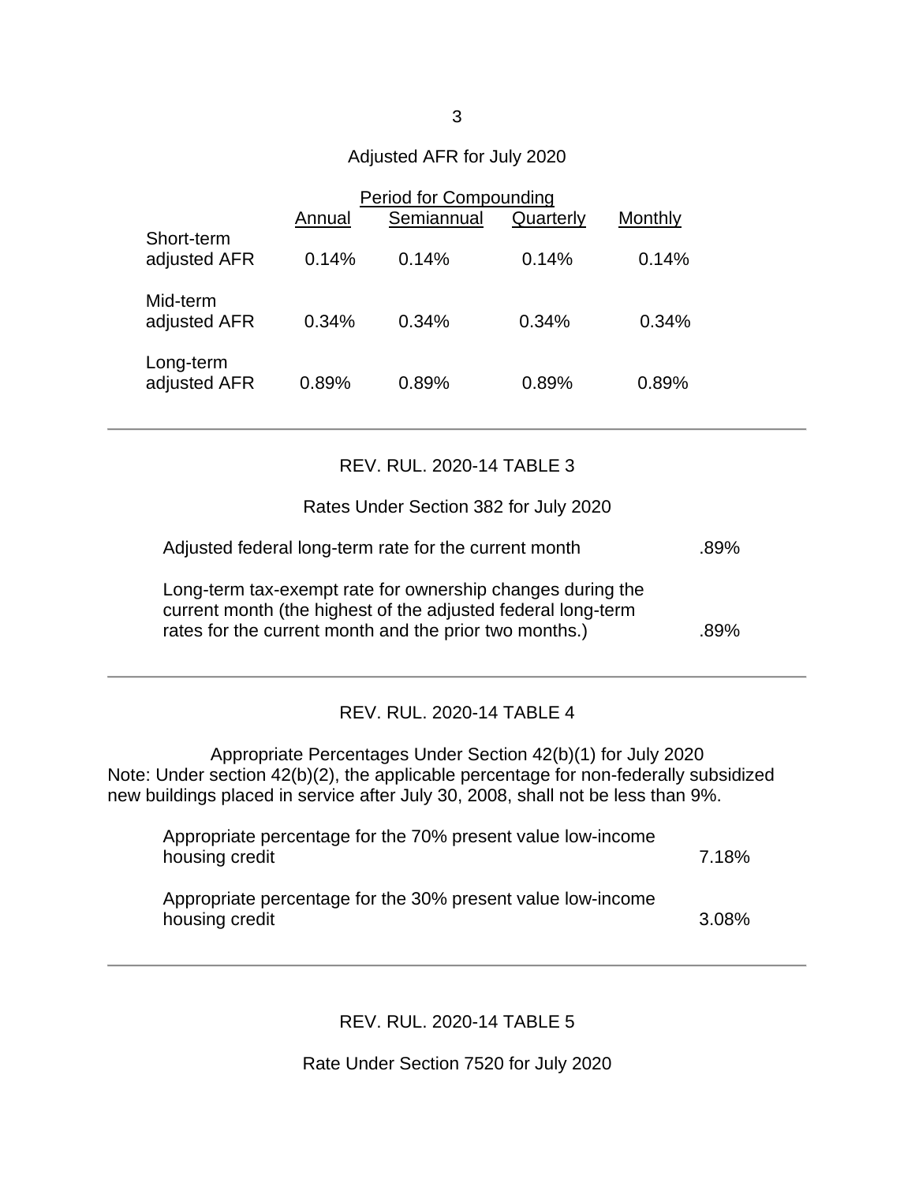Adjusted AFR for July 2020

| | Period for Compounding | | | |
|---|---|---|---|---|
| | Annual | Semiannual | Quarterly | Monthly |
| Short-term adjusted AFR | 0.14% | 0.14% | 0.14% | 0.14% |
| Mid-term adjusted AFR | 0.34% | 0.34% | 0.34% | 0.34% |
| Long-term adjusted AFR | 0.89% | 0.89% | 0.89% | 0.89% |

---

## REV. RUL. 2020-14 TABLE 3

Rates Under Section 382 for July 2020

| | |
|---|---|
| Adjusted federal long-term rate for the current month | .89% |
| Long-term tax-exempt rate for ownership changes during the current month (the highest of the adjusted federal long-term rates for the current month and the prior two months.) | .89% |

---

## REV. RUL. 2020-14 TABLE 4

Appropriate Percentages Under Section 42(b)(1) for July 2020

Note: Under section 42(b)(2), the applicable percentage for non-federally subsidized new buildings placed in service after July 30, 2008, shall not be less than 9%.

| | |
|---|---|
| Appropriate percentage for the 70% present value low-income housing credit | 7.18% |
| Appropriate percentage for the 30% present value low-income housing credit | 3.08% |

---

## REV. RUL. 2020-14 TABLE 5

Rate Under Section 7520 for July 2020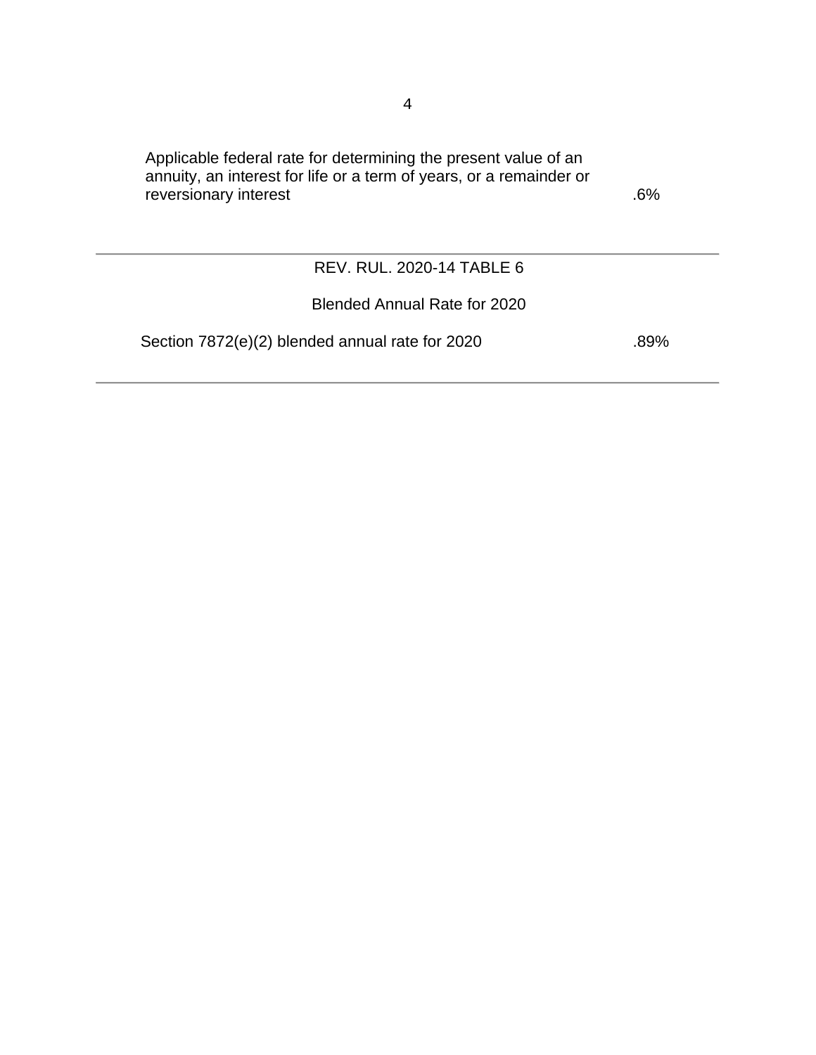| | |
|---|---|
| Applicable federal rate for determining the present value of an annuity, an interest for life or a term of years, or a remainder or reversionary interest | .6% |

REV. RUL. 2020-14 TABLE 6

Blended Annual Rate for 2020

| | |
|---|---|
| Section 7872(e)(2) blended annual rate for 2020 | .89% |